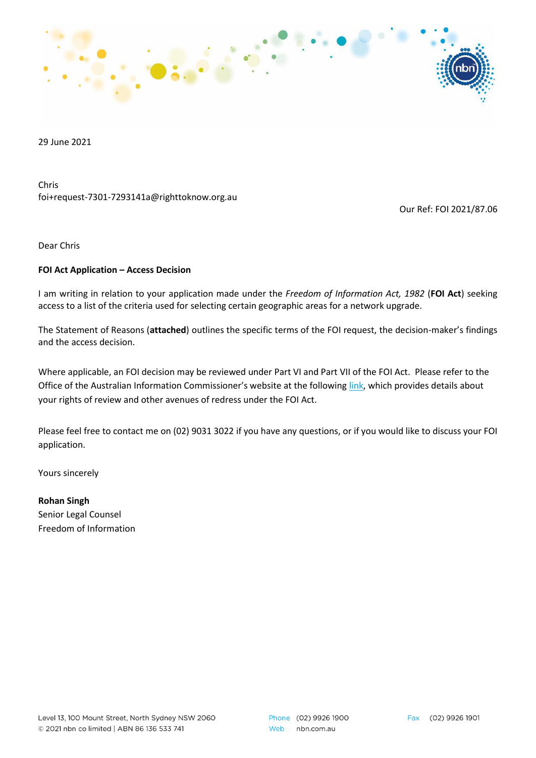29 June 2021

Chris
foi+request-7301-7293141a@righttoknow.org.au

Our Ref: FOI 2021/87.06

Dear Chris

**FOI Act Application – Access Decision**

I am writing in relation to your application made under the *Freedom of Information Act, 1982* (**FOI Act**) seeking access to a list of the criteria used for selecting certain geographic areas for a network upgrade.

The Statement of Reasons (**attached**) outlines the specific terms of the FOI request, the decision-maker's findings and the access decision.

Where applicable, an FOI decision may be reviewed under Part VI and Part VII of the FOI Act. Please refer to the Office of the Australian Information Commissioner's website at the following link, which provides details about your rights of review and other avenues of redress under the FOI Act.

Please feel free to contact me on (02) 9031 3022 if you have any questions, or if you would like to discuss your FOI application.

Yours sincerely

**Rohan Singh**
Senior Legal Counsel
Freedom of Information

Level 13, 100 Mount Street, North Sydney NSW 2060
© 2021 nbn co limited | ABN 86 136 533 741

Phone (02) 9926 1900
Web nbn.com.au

Fax (02) 9926 1901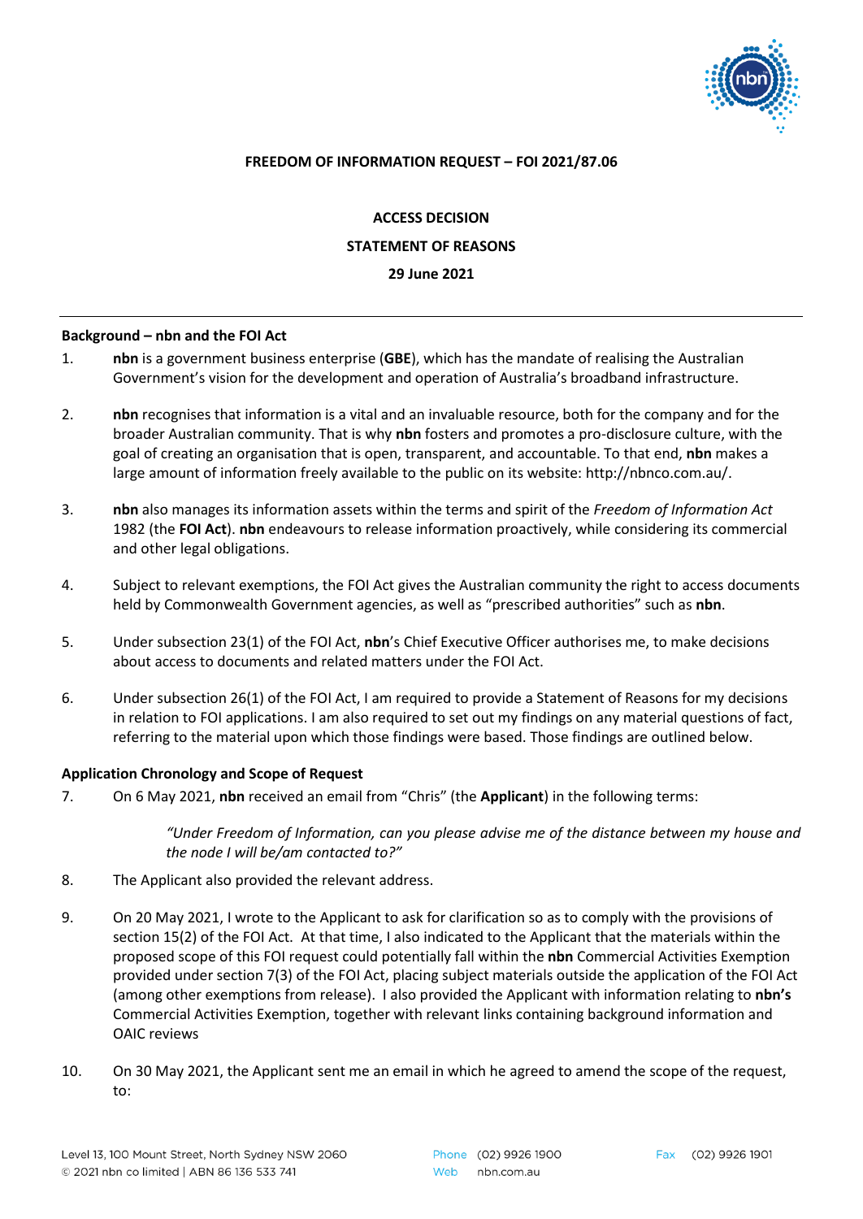**FREEDOM OF INFORMATION REQUEST – FOI 2021/87.06**

**ACCESS DECISION**

**STATEMENT OF REASONS**

**29 June 2021**

---

**Background – nbn and the FOI Act**

1. **nbn** is a government business enterprise (**GBE**), which has the mandate of realising the Australian Government's vision for the development and operation of Australia's broadband infrastructure.

2. **nbn** recognises that information is a vital and an invaluable resource, both for the company and for the broader Australian community. That is why **nbn** fosters and promotes a pro-disclosure culture, with the goal of creating an organisation that is open, transparent, and accountable. To that end, **nbn** makes a large amount of information freely available to the public on its website: http://nbnco.com.au/.

3. **nbn** also manages its information assets within the terms and spirit of the *Freedom of Information Act* 1982 (the **FOI Act**). **nbn** endeavours to release information proactively, while considering its commercial and other legal obligations.

4. Subject to relevant exemptions, the FOI Act gives the Australian community the right to access documents held by Commonwealth Government agencies, as well as "prescribed authorities" such as **nbn**.

5. Under subsection 23(1) of the FOI Act, **nbn**'s Chief Executive Officer authorises me, to make decisions about access to documents and related matters under the FOI Act.

6. Under subsection 26(1) of the FOI Act, I am required to provide a Statement of Reasons for my decisions in relation to FOI applications. I am also required to set out my findings on any material questions of fact, referring to the material upon which those findings were based. Those findings are outlined below.

**Application Chronology and Scope of Request**

7. On 6 May 2021, **nbn** received an email from "Chris" (the **Applicant**) in the following terms:

   > *"Under Freedom of Information, can you please advise me of the distance between my house and the node I will be/am contacted to?"*

8. The Applicant also provided the relevant address.

9. On 20 May 2021, I wrote to the Applicant to ask for clarification so as to comply with the provisions of section 15(2) of the FOI Act. At that time, I also indicated to the Applicant that the materials within the proposed scope of this FOI request could potentially fall within the **nbn** Commercial Activities Exemption provided under section 7(3) of the FOI Act, placing subject materials outside the application of the FOI Act (among other exemptions from release). I also provided the Applicant with information relating to **nbn's** Commercial Activities Exemption, together with relevant links containing background information and OAIC reviews

10. On 30 May 2021, the Applicant sent me an email in which he agreed to amend the scope of the request, to: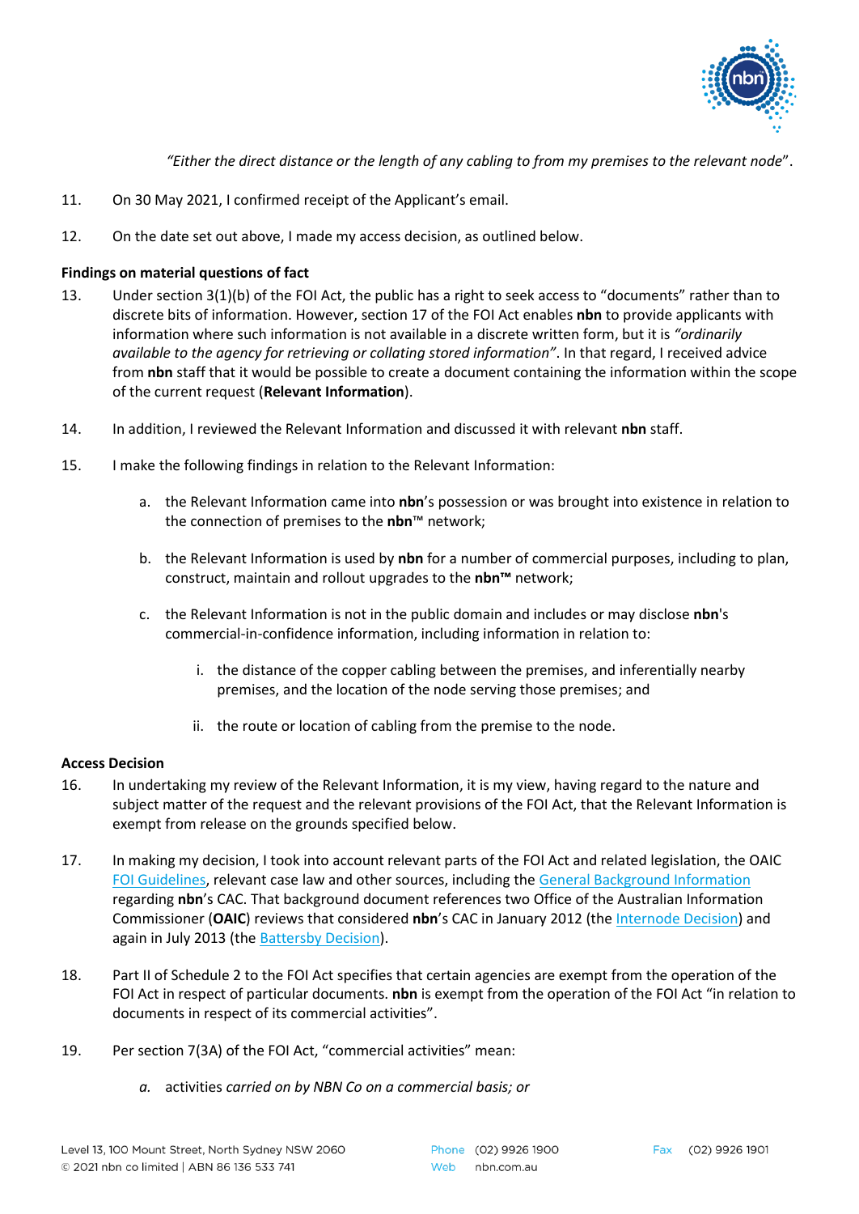*"Either the direct distance or the length of any cabling to from my premises to the relevant node"*.

11. On 30 May 2021, I confirmed receipt of the Applicant's email.

12. On the date set out above, I made my access decision, as outlined below.

**Findings on material questions of fact**

13. Under section 3(1)(b) of the FOI Act, the public has a right to seek access to "documents" rather than to discrete bits of information. However, section 17 of the FOI Act enables **nbn** to provide applicants with information where such information is not available in a discrete written form, but it is *"ordinarily available to the agency for retrieving or collating stored information"*. In that regard, I received advice from **nbn** staff that it would be possible to create a document containing the information within the scope of the current request (**Relevant Information**).

14. In addition, I reviewed the Relevant Information and discussed it with relevant **nbn** staff.

15. I make the following findings in relation to the Relevant Information:

    a. the Relevant Information came into **nbn**'s possession or was brought into existence in relation to the connection of premises to the **nbn**™ network;

    b. the Relevant Information is used by **nbn** for a number of commercial purposes, including to plan, construct, maintain and rollout upgrades to the **nbn™** network;

    c. the Relevant Information is not in the public domain and includes or may disclose **nbn**'s commercial-in-confidence information, including information in relation to:

        i. the distance of the copper cabling between the premises, and inferentially nearby premises, and the location of the node serving those premises; and

        ii. the route or location of cabling from the premise to the node.

**Access Decision**

16. In undertaking my review of the Relevant Information, it is my view, having regard to the nature and subject matter of the request and the relevant provisions of the FOI Act, that the Relevant Information is exempt from release on the grounds specified below.

17. In making my decision, I took into account relevant parts of the FOI Act and related legislation, the OAIC FOI Guidelines, relevant case law and other sources, including the General Background Information regarding **nbn**'s CAC. That background document references two Office of the Australian Information Commissioner (**OAIC**) reviews that considered **nbn**'s CAC in January 2012 (the Internode Decision) and again in July 2013 (the Battersby Decision).

18. Part II of Schedule 2 to the FOI Act specifies that certain agencies are exempt from the operation of the FOI Act in respect of particular documents. **nbn** is exempt from the operation of the FOI Act "in relation to documents in respect of its commercial activities".

19. Per section 7(3A) of the FOI Act, "commercial activities" mean:

    *a.* activities *carried on by NBN Co on a commercial basis; or*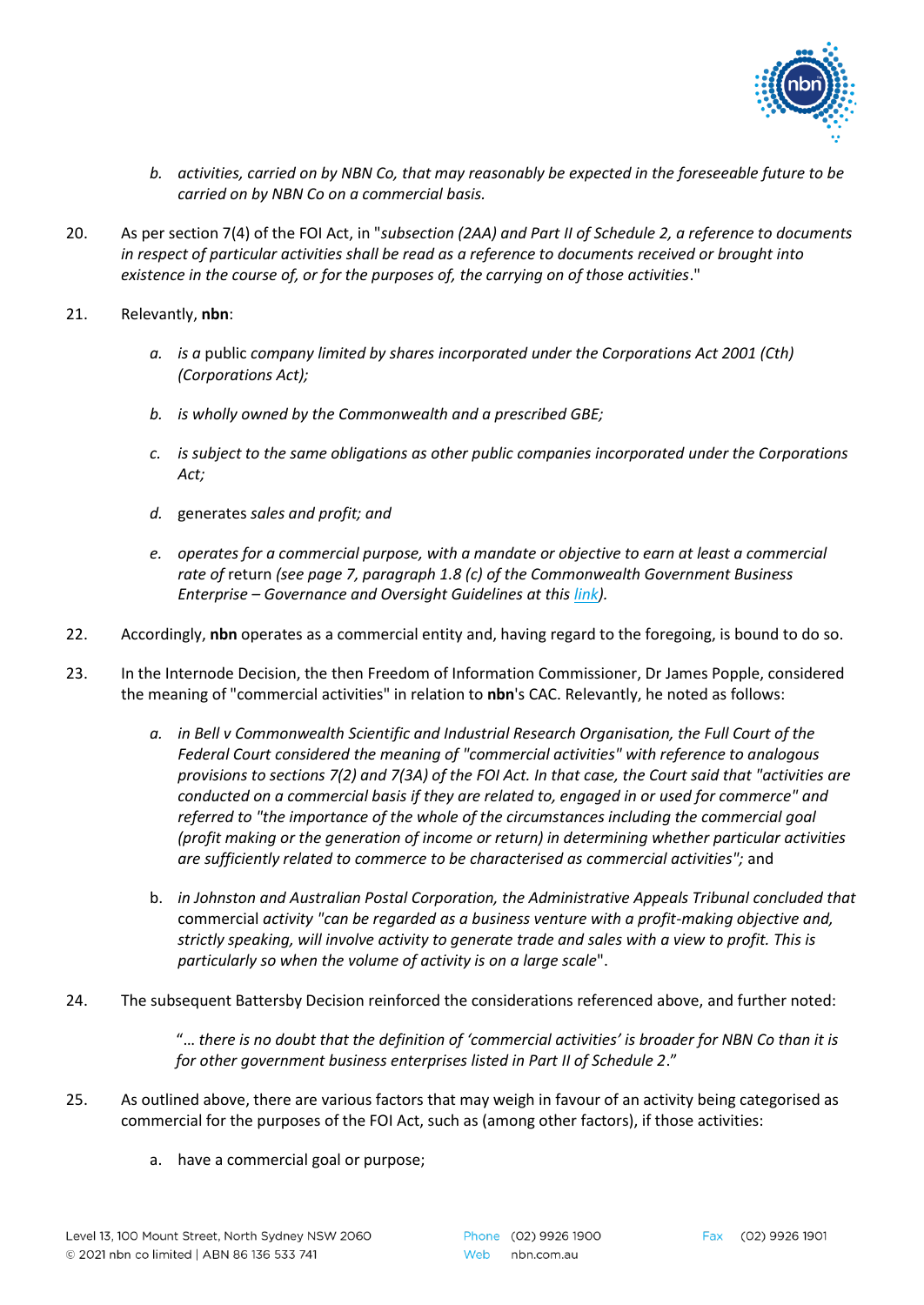b. *activities, carried on by NBN Co, that may reasonably be expected in the foreseeable future to be carried on by NBN Co on a commercial basis.*

20. As per section 7(4) of the FOI Act, in "*subsection (2AA) and Part II of Schedule 2, a reference to documents in respect of particular activities shall be read as a reference to documents received or brought into existence in the course of, or for the purposes of, the carrying on of those activities*."

21. Relevantly, **nbn**:

   a. *is a* public *company limited by shares incorporated under the Corporations Act 2001 (Cth) (Corporations Act);*

   b. *is wholly owned by the Commonwealth and a prescribed GBE;*

   c. *is subject to the same obligations as other public companies incorporated under the Corporations Act;*

   d. generates *sales and profit; and*

   e. *operates for a commercial purpose, with a mandate or objective to earn at least a commercial rate of* return *(see page 7, paragraph 1.8 (c) of the Commonwealth Government Business Enterprise – Governance and Oversight Guidelines at this [link](link)).*

22. Accordingly, **nbn** operates as a commercial entity and, having regard to the foregoing, is bound to do so.

23. In the Internode Decision, the then Freedom of Information Commissioner, Dr James Popple, considered the meaning of "commercial activities" in relation to **nbn**'s CAC. Relevantly, he noted as follows:

   a. *in Bell v Commonwealth Scientific and Industrial Research Organisation, the Full Court of the Federal Court considered the meaning of "commercial activities" with reference to analogous provisions to sections 7(2) and 7(3A) of the FOI Act. In that case, the Court said that "activities are conducted on a commercial basis if they are related to, engaged in or used for commerce" and referred to "the importance of the whole of the circumstances including the commercial goal (profit making or the generation of income or return) in determining whether particular activities are sufficiently related to commerce to be characterised as commercial activities";* and

   b. *in Johnston and Australian Postal Corporation, the Administrative Appeals Tribunal concluded that* commercial *activity "can be regarded as a business venture with a profit-making objective and, strictly speaking, will involve activity to generate trade and sales with a view to profit. This is particularly so when the volume of activity is on a large scale*".

24. The subsequent Battersby Decision reinforced the considerations referenced above, and further noted:

   "*… there is no doubt that the definition of 'commercial activities' is broader for NBN Co than it is for other government business enterprises listed in Part II of Schedule 2*."

25. As outlined above, there are various factors that may weigh in favour of an activity being categorised as commercial for the purposes of the FOI Act, such as (among other factors), if those activities:

   a. have a commercial goal or purpose;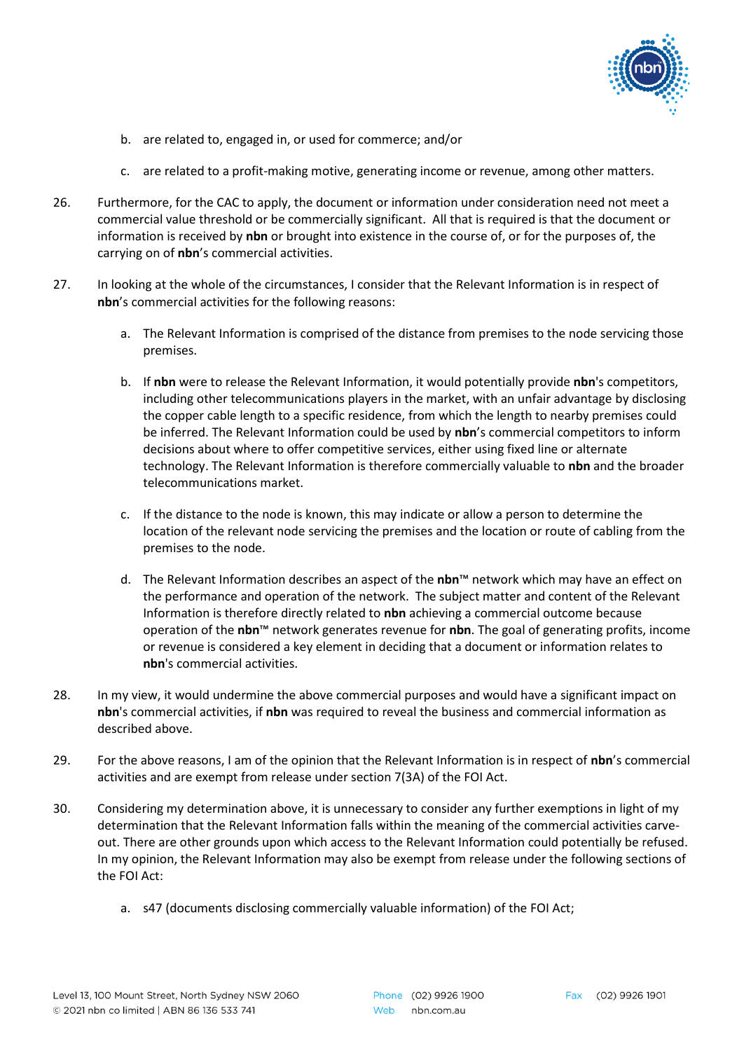b. are related to, engaged in, or used for commerce; and/or

c. are related to a profit-making motive, generating income or revenue, among other matters.

26. Furthermore, for the CAC to apply, the document or information under consideration need not meet a commercial value threshold or be commercially significant. All that is required is that the document or information is received by **nbn** or brought into existence in the course of, or for the purposes of, the carrying on of **nbn**'s commercial activities.

27. In looking at the whole of the circumstances, I consider that the Relevant Information is in respect of **nbn**'s commercial activities for the following reasons:

    a. The Relevant Information is comprised of the distance from premises to the node servicing those premises.

    b. If **nbn** were to release the Relevant Information, it would potentially provide **nbn**'s competitors, including other telecommunications players in the market, with an unfair advantage by disclosing the copper cable length to a specific residence, from which the length to nearby premises could be inferred. The Relevant Information could be used by **nbn**'s commercial competitors to inform decisions about where to offer competitive services, either using fixed line or alternate technology. The Relevant Information is therefore commercially valuable to **nbn** and the broader telecommunications market.

    c. If the distance to the node is known, this may indicate or allow a person to determine the location of the relevant node servicing the premises and the location or route of cabling from the premises to the node.

    d. The Relevant Information describes an aspect of the **nbn**™ network which may have an effect on the performance and operation of the network. The subject matter and content of the Relevant Information is therefore directly related to **nbn** achieving a commercial outcome because operation of the **nbn**™ network generates revenue for **nbn**. The goal of generating profits, income or revenue is considered a key element in deciding that a document or information relates to **nbn**'s commercial activities.

28. In my view, it would undermine the above commercial purposes and would have a significant impact on **nbn**'s commercial activities, if **nbn** was required to reveal the business and commercial information as described above.

29. For the above reasons, I am of the opinion that the Relevant Information is in respect of **nbn**'s commercial activities and are exempt from release under section 7(3A) of the FOI Act.

30. Considering my determination above, it is unnecessary to consider any further exemptions in light of my determination that the Relevant Information falls within the meaning of the commercial activities carve-out. There are other grounds upon which access to the Relevant Information could potentially be refused. In my opinion, the Relevant Information may also be exempt from release under the following sections of the FOI Act:

    a. s47 (documents disclosing commercially valuable information) of the FOI Act;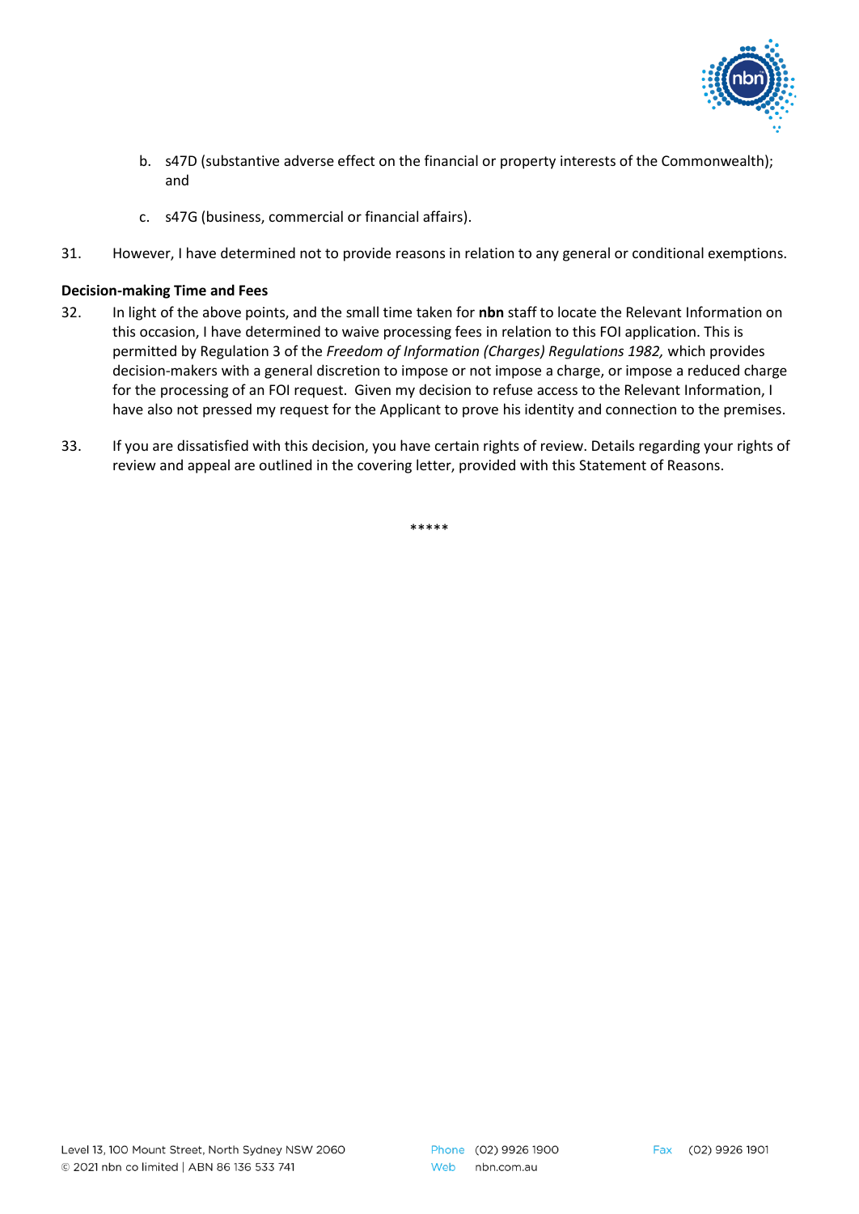b. s47D (substantive adverse effect on the financial or property interests of the Commonwealth); and

c. s47G (business, commercial or financial affairs).

31. However, I have determined not to provide reasons in relation to any general or conditional exemptions.

**Decision-making Time and Fees**

32. In light of the above points, and the small time taken for **nbn** staff to locate the Relevant Information on this occasion, I have determined to waive processing fees in relation to this FOI application. This is permitted by Regulation 3 of the *Freedom of Information (Charges) Regulations 1982,* which provides decision-makers with a general discretion to impose or not impose a charge, or impose a reduced charge for the processing of an FOI request. Given my decision to refuse access to the Relevant Information, I have also not pressed my request for the Applicant to prove his identity and connection to the premises.

33. If you are dissatisfied with this decision, you have certain rights of review. Details regarding your rights of review and appeal are outlined in the covering letter, provided with this Statement of Reasons.

*****